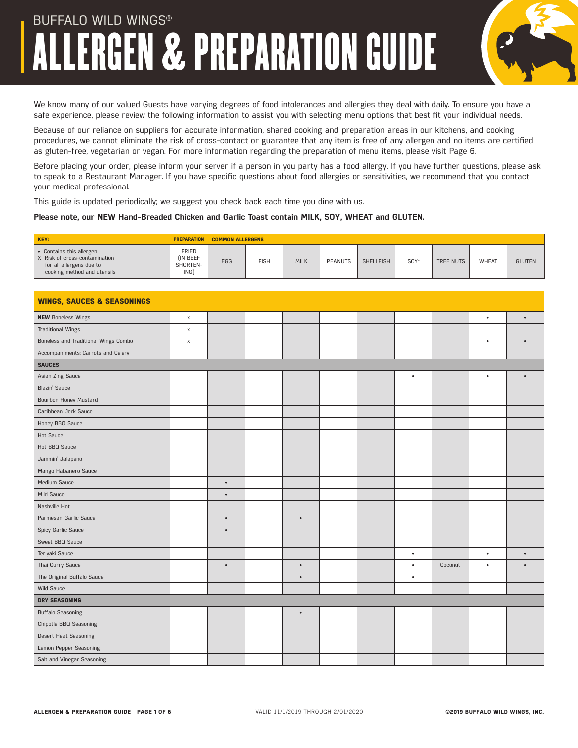BUFFALO WILD WINGS®

# ALLERGEN & PREPARATION GUIDE

We know many of our valued Guests have varying degrees of food intolerances and allergies they deal with daily. To ensure you have a safe experience, please review the following information to assist you with selecting menu options that best fit your individual needs.

Because of our reliance on suppliers for accurate information, shared cooking and preparation areas in our kitchens, and cooking procedures, we cannot eliminate the risk of cross-contact or guarantee that any item is free of any allergen and no items are certified as gluten-free, vegetarian or vegan. For more information regarding the preparation of menu items, please visit Page 6.

Before placing your order, please inform your server if a person in you party has a food allergy. If you have further questions, please ask to speak to a Restaurant Manager. If you have specific questions about food allergies or sensitivities, we recommend that you contact your medical professional.

This guide is updated periodically; we suggest you check back each time you dine with us.

**Please note, our NEW Hand-Breaded Chicken and Garlic Toast contain MILK, SOY, WHEAT and GLUTEN.**

| KEY: | PREPARATION | COMMON ALLERGENS | | | | | | | | |
|---|---|---|---|---|---|---|---|---|---|---|
| • Contains this allergen<br>X Risk of cross-contamination for all allergens due to cooking method and utensils | FRIED (IN BEEF SHORTEN-ING) | EGG | FISH | MILK | PEANUTS | SHELLFISH | SOY* | TREE NUTS | WHEAT | GLUTEN |
| **WINGS, SAUCES & SEASONINGS** | | | | | | | | | | |
| **NEW** Boneless Wings | x | | | | | | | | • | • |
| Traditional Wings | x | | | | | | | | | |
| Boneless and Traditional Wings Combo | x | | | | | | | | • | • |
| Accompaniments: Carrots and Celery | | | | | | | | | | |
| **SAUCES** | | | | | | | | | | |
| Asian Zing Sauce | | | | | | | • | | • | • |
| Blazin' Sauce | | | | | | | | | | |
| Bourbon Honey Mustard | | | | | | | | | | |
| Caribbean Jerk Sauce | | | | | | | | | | |
| Honey BBQ Sauce | | | | | | | | | | |
| Hot Sauce | | | | | | | | | | |
| Hot BBQ Sauce | | | | | | | | | | |
| Jammin' Jalapeno | | | | | | | | | | |
| Mango Habanero Sauce | | | | | | | | | | |
| Medium Sauce | | • | | | | | | | | |
| Mild Sauce | | • | | | | | | | | |
| Nashville Hot | | | | | | | | | | |
| Parmesan Garlic Sauce | | • | | • | | | | | | |
| Spicy Garlic Sauce | | • | | | | | | | | |
| Sweet BBQ Sauce | | | | | | | | | | |
| Teriyaki Sauce | | | | | | | • | | • | • |
| Thai Curry Sauce | | • | | • | | | • | Coconut | • | • |
| The Original Buffalo Sauce | | | | • | | | • | | | |
| Wild Sauce | | | | | | | | | | |
| **DRY SEASONING** | | | | | | | | | | |
| Buffalo Seasoning | | | | • | | | | | | |
| Chipotle BBQ Seasoning | | | | | | | | | | |
| Desert Heat Seasoning | | | | | | | | | | |
| Lemon Pepper Seasoning | | | | | | | | | | |
| Salt and Vinegar Seasoning | | | | | | | | | | |

VALID 11/1/2019 THROUGH 2/01/2020

©2019 BUFFALO WILD WINGS, INC.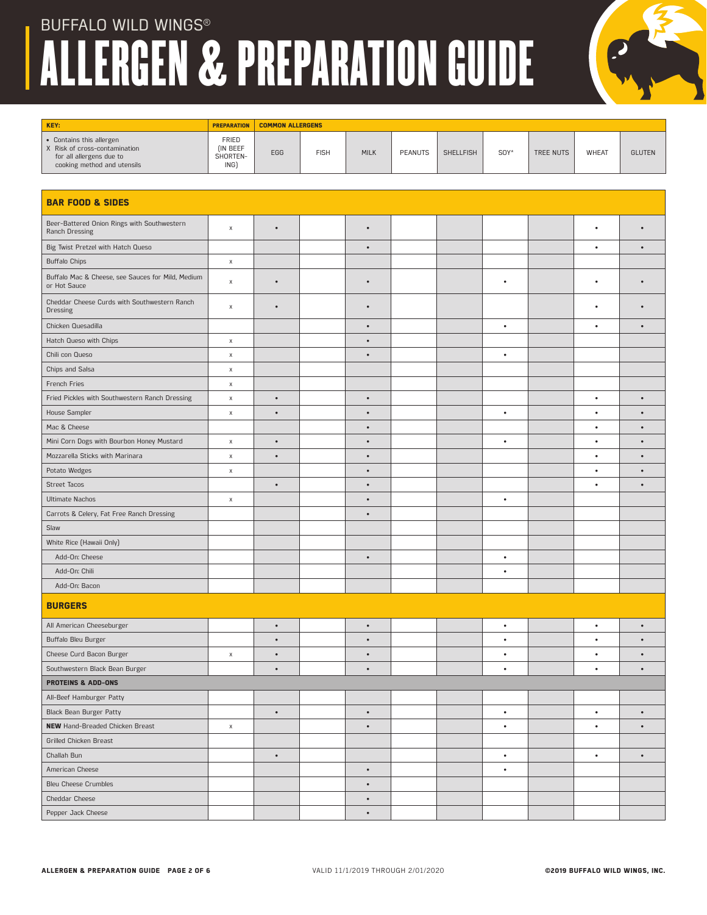# BUFFALO WILD WINGS®

# ALLERGEN & PREPARATION GUIDE

| KEY: | PREPARATION | COMMON ALLERGENS | | | | | | | | |
|---|---|---|---|---|---|---|---|---|---|---|
| • Contains this allergen<br>X Risk of cross-contamination for all allergens due to cooking method and utensils | FRIED (IN BEEF SHORTENING) | EGG | FISH | MILK | PEANUTS | SHELLFISH | SOY* | TREE NUTS | WHEAT | GLUTEN |

| BAR FOOD & SIDES | | | | | | | | | | |
|---|---|---|---|---|---|---|---|---|---|---|
| Beer-Battered Onion Rings with Southwestern Ranch Dressing | x | • | | • | | | | | • | • |
| Big Twist Pretzel with Hatch Queso | | | | • | | | | | • | • |
| Buffalo Chips | x | | | | | | | | | |
| Buffalo Mac & Cheese, see Sauces for Mild, Medium or Hot Sauce | x | • | | • | | | • | | • | • |
| Cheddar Cheese Curds with Southwestern Ranch Dressing | x | • | | • | | | | | • | • |
| Chicken Quesadilla | | | | • | | | • | | • | • |
| Hatch Queso with Chips | x | | | • | | | | | | |
| Chili con Queso | x | | | • | | | • | | | |
| Chips and Salsa | x | | | | | | | | | |
| French Fries | x | | | | | | | | | |
| Fried Pickles with Southwestern Ranch Dressing | x | • | | • | | | | | • | • |
| House Sampler | x | • | | • | | | • | | • | • |
| Mac & Cheese | | | | • | | | | | • | • |
| Mini Corn Dogs with Bourbon Honey Mustard | x | • | | • | | | • | | • | • |
| Mozzarella Sticks with Marinara | x | • | | • | | | | | • | • |
| Potato Wedges | x | | | • | | | | | • | • |
| Street Tacos | | • | | • | | | | | • | • |
| Ultimate Nachos | x | | | • | | | • | | | |
| Carrots & Celery, Fat Free Ranch Dressing | | | | • | | | | | | |
| Slaw | | | | | | | | | | |
| White Rice (Hawaii Only) | | | | | | | | | | |
| Add-On: Cheese | | | | • | | | • | | | |
| Add-On: Chili | | | | | | | • | | | |
| Add-On: Bacon | | | | | | | | | | |

| BURGERS | | | | | | | | | | |
|---|---|---|---|---|---|---|---|---|---|---|
| All American Cheeseburger | | • | | • | | | • | | • | • |
| Buffalo Bleu Burger | | • | | • | | | • | | • | • |
| Cheese Curd Bacon Burger | x | • | | • | | | • | | • | • |
| Southwestern Black Bean Burger | | • | | • | | | • | | • | • |
| **PROTEINS & ADD-ONS** | | | | | | | | | | |
| All-Beef Hamburger Patty | | | | | | | | | | |
| Black Bean Burger Patty | | • | | • | | | • | | • | • |
| **NEW** Hand-Breaded Chicken Breast | x | | | • | | | • | | • | • |
| Grilled Chicken Breast | | | | | | | | | | |
| Challah Bun | | • | | | | | • | | • | • |
| American Cheese | | | | • | | | • | | | |
| Bleu Cheese Crumbles | | | | • | | | | | | |
| Cheddar Cheese | | | | • | | | | | | |
| Pepper Jack Cheese | | | | • | | | | | | |

ALLERGEN & PREPARATION GUIDE

VALID 11/1/2019 THROUGH 2/01/2020

©2019 BUFFALO WILD WINGS, INC.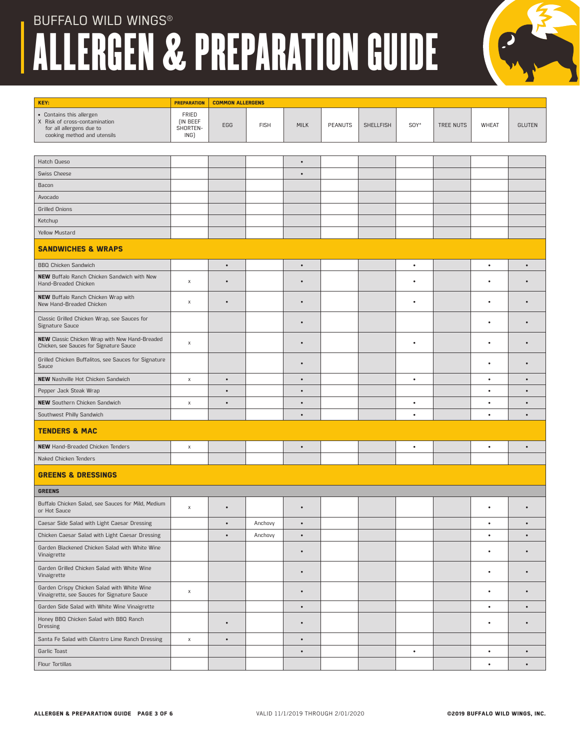BUFFALO WILD WINGS®

# ALLERGEN & PREPARATION GUIDE

| KEY: | PREPARATION | COMMON ALLERGENS | | | | | | | | |
|---|---|---|---|---|---|---|---|---|---|---|
| • Contains this allergen<br>X Risk of cross-contamination for all allergens due to cooking method and utensils | FRIED (IN BEEF SHORTENING) | EGG | FISH | MILK | PEANUTS | SHELLFISH | SOY* | TREE NUTS | WHEAT | GLUTEN |
| Hatch Queso | | | | • | | | | | | |
| Swiss Cheese | | | | • | | | | | | |
| Bacon | | | | | | | | | | |
| Avocado | | | | | | | | | | |
| Grilled Onions | | | | | | | | | | |
| Ketchup | | | | | | | | | | |
| Yellow Mustard | | | | | | | | | | |
| **SANDWICHES & WRAPS** | | | | | | | | | | |
| BBQ Chicken Sandwich | | • | | • | | | • | | • | • |
| **NEW** Buffalo Ranch Chicken Sandwich with New Hand-Breaded Chicken | x | • | | • | | | • | | • | • |
| **NEW** Buffalo Ranch Chicken Wrap with New Hand-Breaded Chicken | x | • | | • | | | • | | • | • |
| Classic Grilled Chicken Wrap, see Sauces for Signature Sauce | | | | • | | | | | • | • |
| **NEW** Classic Chicken Wrap with New Hand-Breaded Chicken, see Sauces for Signature Sauce | x | | | • | | | • | | • | • |
| Grilled Chicken Buffalitos, see Sauces for Signature Sauce | | | | • | | | | | • | • |
| **NEW** Nashville Hot Chicken Sandwich | x | • | | • | | | • | | • | • |
| Pepper Jack Steak Wrap | | • | | • | | | | | • | • |
| **NEW** Southern Chicken Sandwich | x | • | | • | | | • | | • | • |
| Southwest Philly Sandwich | | | | • | | | • | | • | • |
| **TENDERS & MAC** | | | | | | | | | | |
| **NEW** Hand-Breaded Chicken Tenders | x | | | • | | | • | | • | • |
| Naked Chicken Tenders | | | | | | | | | | |
| **GREENS & DRESSINGS** | | | | | | | | | | |
| **GREENS** | | | | | | | | | | |
| Buffalo Chicken Salad, see Sauces for Mild, Medium or Hot Sauce | x | • | | • | | | | | • | • |
| Caesar Side Salad with Light Caesar Dressing | | • | Anchovy | • | | | | | • | • |
| Chicken Caesar Salad with Light Caesar Dressing | | • | Anchovy | • | | | | | • | • |
| Garden Blackened Chicken Salad with White Wine Vinaigrette | | | | • | | | | | • | • |
| Garden Grilled Chicken Salad with White Wine Vinaigrette | | | | • | | | | | • | • |
| Garden Crispy Chicken Salad with White Wine Vinaigrette, see Sauces for Signature Sauce | x | | | • | | | | | • | • |
| Garden Side Salad with White Wine Vinaigrette | | | | • | | | | | • | • |
| Honey BBQ Chicken Salad with BBQ Ranch Dressing | | • | | • | | | | | • | • |
| Santa Fe Salad with Cilantro Lime Ranch Dressing | x | • | | • | | | | | | |
| Garlic Toast | | | | • | | | • | | • | • |
| Flour Tortillas | | | | | | | | | • | • |

VALID 11/1/2019 THROUGH 2/01/2020

©2019 BUFFALO WILD WINGS, INC.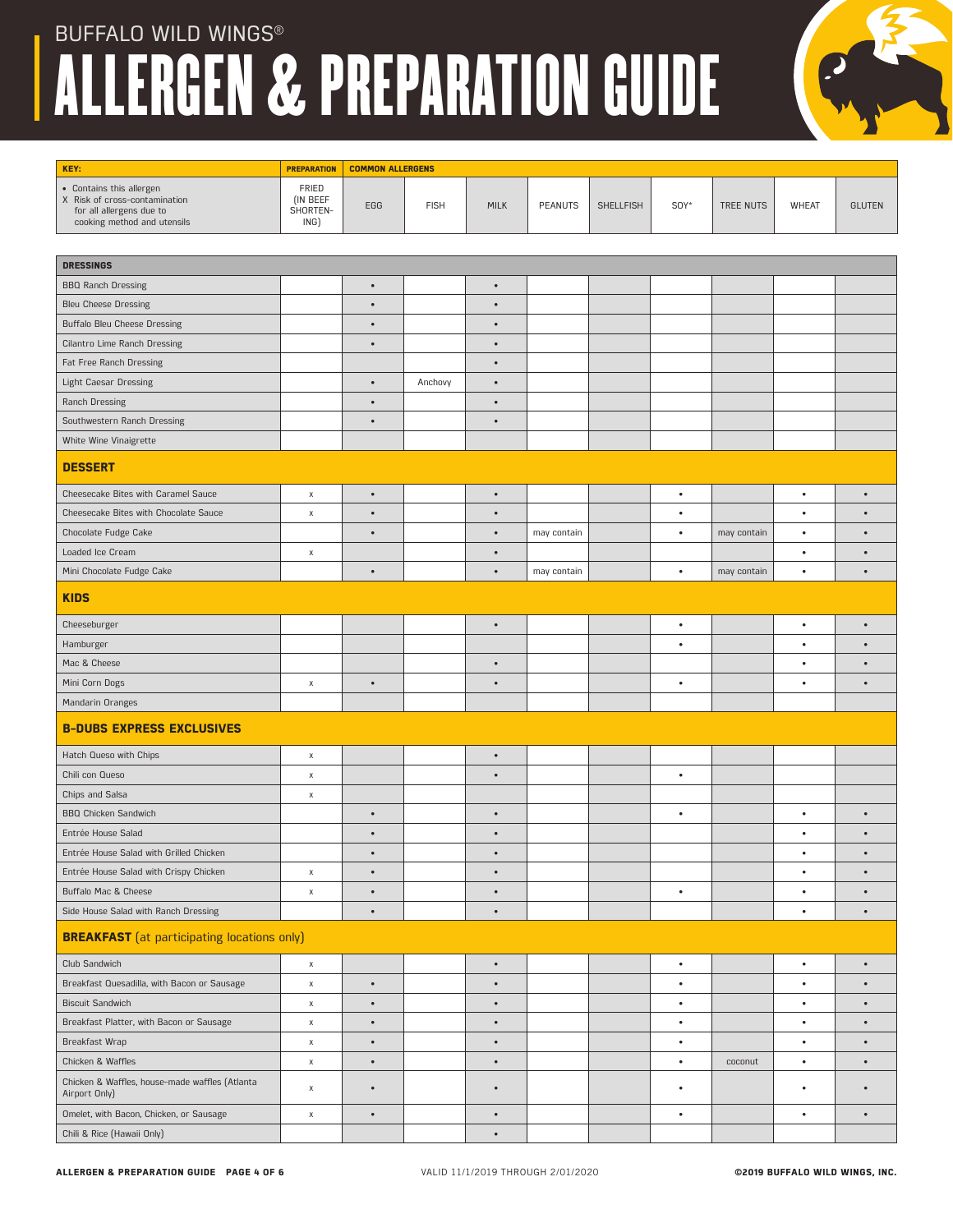BUFFALO WILD WINGS®

# ALLERGEN & PREPARATION GUIDE

| KEY: | PREPARATION | COMMON ALLERGENS | | | | | | | | |
|---|---|---|---|---|---|---|---|---|---|---|
| • Contains this allergen<br>X Risk of cross-contamination for all allergens due to cooking method and utensils | FRIED (IN BEEF SHORTENING) | EGG | FISH | MILK | PEANUTS | SHELLFISH | SOY* | TREE NUTS | WHEAT | GLUTEN |
| **DRESSINGS** | | | | | | | | | | |
| BBQ Ranch Dressing | | • | | • | | | | | | |
| Bleu Cheese Dressing | | • | | • | | | | | | |
| Buffalo Bleu Cheese Dressing | | • | | • | | | | | | |
| Cilantro Lime Ranch Dressing | | • | | • | | | | | | |
| Fat Free Ranch Dressing | | | | • | | | | | | |
| Light Caesar Dressing | | • | Anchovy | • | | | | | | |
| Ranch Dressing | | • | | • | | | | | | |
| Southwestern Ranch Dressing | | • | | • | | | | | | |
| White Wine Vinaigrette | | | | | | | | | | |
| **DESSERT** | | | | | | | | | | |
| Cheesecake Bites with Caramel Sauce | x | • | | • | | | • | | • | • |
| Cheesecake Bites with Chocolate Sauce | x | • | | • | | | • | | • | • |
| Chocolate Fudge Cake | | • | | • | may contain | | • | may contain | • | • |
| Loaded Ice Cream | x | | | • | | | | | • | • |
| Mini Chocolate Fudge Cake | | • | | • | may contain | | • | may contain | • | • |
| **KIDS** | | | | | | | | | | |
| Cheeseburger | | | | • | | | • | | • | • |
| Hamburger | | | | | | | • | | • | • |
| Mac & Cheese | | | | • | | | | | • | • |
| Mini Corn Dogs | x | • | | • | | | • | | • | • |
| Mandarin Oranges | | | | | | | | | | |
| **B-DUBS EXPRESS EXCLUSIVES** | | | | | | | | | | |
| Hatch Queso with Chips | x | | | • | | | | | | |
| Chili con Queso | x | | | • | | | • | | | |
| Chips and Salsa | x | | | | | | | | | |
| BBQ Chicken Sandwich | | • | | • | | | • | | • | • |
| Entrée House Salad | | • | | • | | | | | • | • |
| Entrée House Salad with Grilled Chicken | | • | | • | | | | | • | • |
| Entrée House Salad with Crispy Chicken | x | • | | • | | | | | • | • |
| Buffalo Mac & Cheese | x | • | | • | | | • | | • | • |
| Side House Salad with Ranch Dressing | | • | | • | | | | | • | • |
| **BREAKFAST** (at participating locations only) | | | | | | | | | | |
| Club Sandwich | x | | | • | | | • | | • | • |
| Breakfast Quesadilla, with Bacon or Sausage | x | • | | • | | | • | | • | • |
| Biscuit Sandwich | x | • | | • | | | • | | • | • |
| Breakfast Platter, with Bacon or Sausage | x | • | | • | | | • | | • | • |
| Breakfast Wrap | x | • | | • | | | • | | • | • |
| Chicken & Waffles | x | • | | • | | | • | coconut | • | • |
| Chicken & Waffles, house-made waffles (Atlanta Airport Only) | x | • | | • | | | • | | • | • |
| Omelet, with Bacon, Chicken, or Sausage | x | • | | • | | | • | | • | • |
| Chili & Rice (Hawaii Only) | | | | • | | | | | | |

ALLERGEN & PREPARATION GUIDE

VALID 11/1/2019 THROUGH 2/01/2020

©2019 BUFFALO WILD WINGS, INC.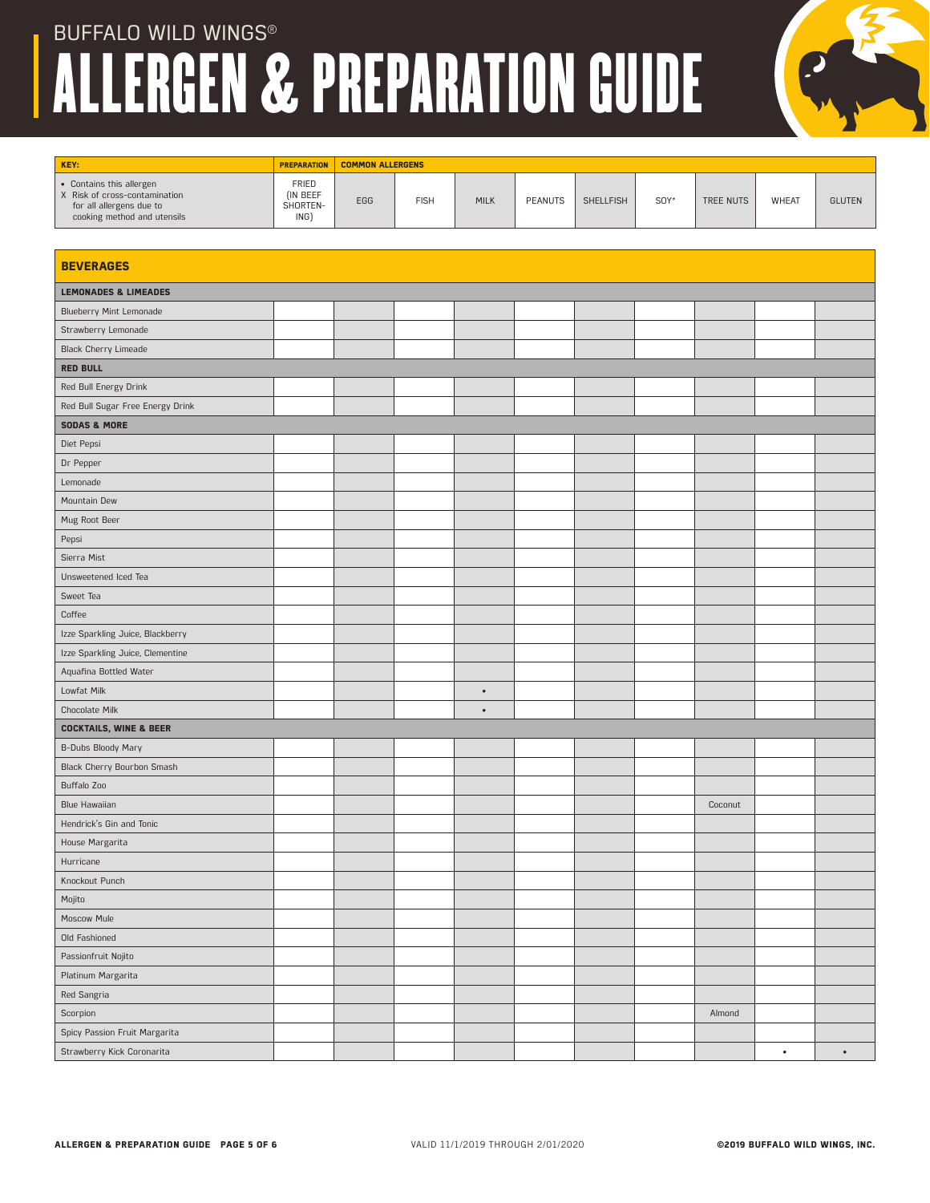BUFFALO WILD WINGS®

# ALLERGEN & PREPARATION GUIDE

| KEY: | PREPARATION | COMMON ALLERGENS | | | | | | | | |
|---|---|---|---|---|---|---|---|---|---|---|
| • Contains this allergen<br>X Risk of cross-contamination for all allergens due to cooking method and utensils | FRIED (IN BEEF SHORTENING) | EGG | FISH | MILK | PEANUTS | SHELLFISH | SOY* | TREE NUTS | WHEAT | GLUTEN |

## BEVERAGES

| | FRIED (IN BEEF SHORTENING) | EGG | FISH | MILK | PEANUTS | SHELLFISH | SOY* | TREE NUTS | WHEAT | GLUTEN |
|---|---|---|---|---|---|---|---|---|---|---|
| **LEMONADES & LIMEADES** | | | | | | | | | | |
| Blueberry Mint Lemonade | | | | | | | | | | |
| Strawberry Lemonade | | | | | | | | | | |
| Black Cherry Limeade | | | | | | | | | | |
| **RED BULL** | | | | | | | | | | |
| Red Bull Energy Drink | | | | | | | | | | |
| Red Bull Sugar Free Energy Drink | | | | | | | | | | |
| **SODAS & MORE** | | | | | | | | | | |
| Diet Pepsi | | | | | | | | | | |
| Dr Pepper | | | | | | | | | | |
| Lemonade | | | | | | | | | | |
| Mountain Dew | | | | | | | | | | |
| Mug Root Beer | | | | | | | | | | |
| Pepsi | | | | | | | | | | |
| Sierra Mist | | | | | | | | | | |
| Unsweetened Iced Tea | | | | | | | | | | |
| Sweet Tea | | | | | | | | | | |
| Coffee | | | | | | | | | | |
| Izze Sparkling Juice, Blackberry | | | | | | | | | | |
| Izze Sparkling Juice, Clementine | | | | | | | | | | |
| Aquafina Bottled Water | | | | | | | | | | |
| Lowfat Milk | | | | • | | | | | | |
| Chocolate Milk | | | | • | | | | | | |
| **COCKTAILS, WINE & BEER** | | | | | | | | | | |
| B-Dubs Bloody Mary | | | | | | | | | | |
| Black Cherry Bourbon Smash | | | | | | | | | | |
| Buffalo Zoo | | | | | | | | | | |
| Blue Hawaiian | | | | | | | | Coconut | | |
| Hendrick's Gin and Tonic | | | | | | | | | | |
| House Margarita | | | | | | | | | | |
| Hurricane | | | | | | | | | | |
| Knockout Punch | | | | | | | | | | |
| Mojito | | | | | | | | | | |
| Moscow Mule | | | | | | | | | | |
| Old Fashioned | | | | | | | | | | |
| Passionfruit Nojito | | | | | | | | | | |
| Platinum Margarita | | | | | | | | | | |
| Red Sangria | | | | | | | | | | |
| Scorpion | | | | | | | | Almond | | |
| Spicy Passion Fruit Margarita | | | | | | | | | | |
| Strawberry Kick Coronarita | | | | | | | | | • | • |

VALID 11/1/2019 THROUGH 2/01/2020

©2019 BUFFALO WILD WINGS, INC.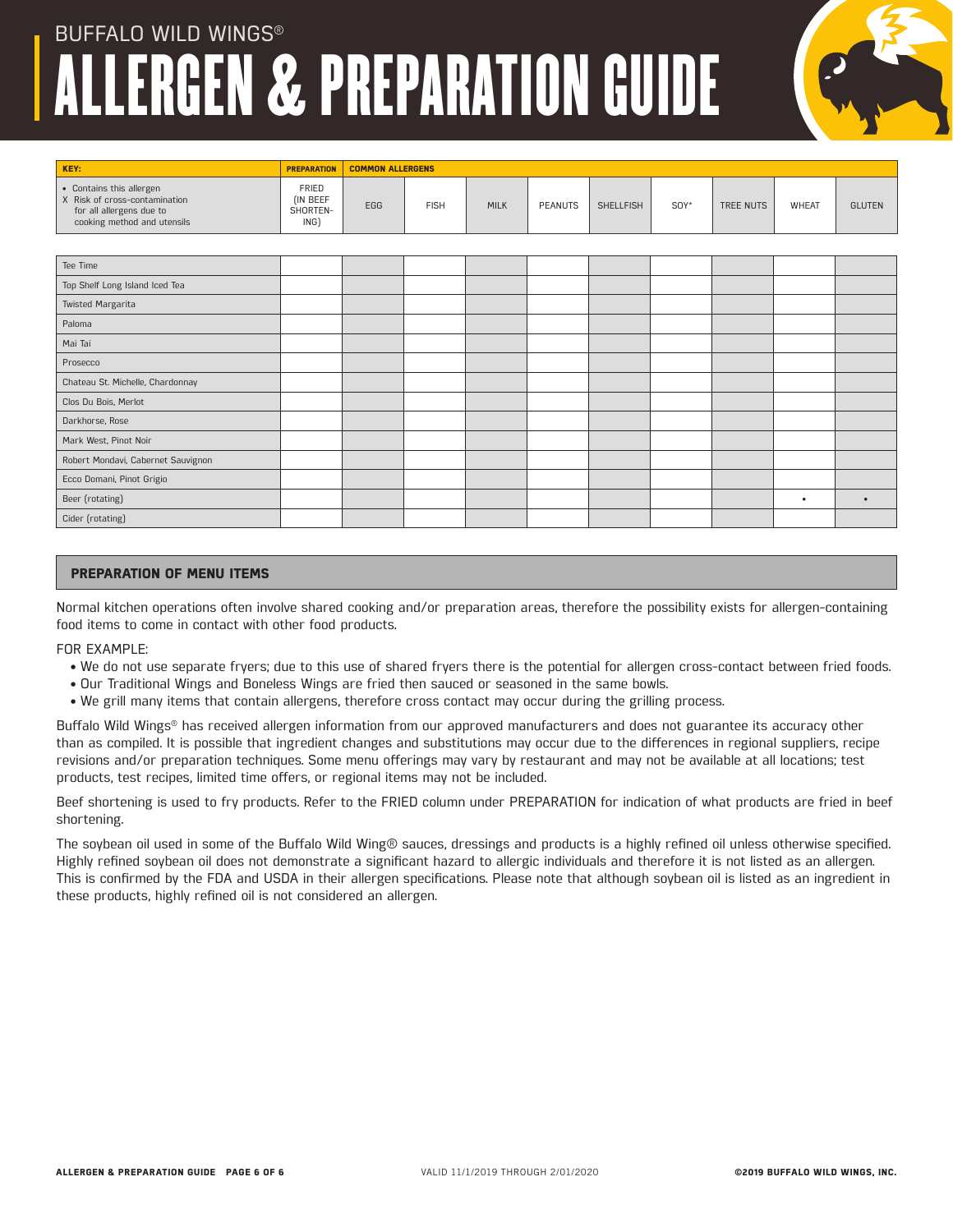# BUFFALO WILD WINGS®

# ALLERGEN & PREPARATION GUIDE

| KEY: | PREPARATION | COMMON ALLERGENS | | | | | | | | |
|---|---|---|---|---|---|---|---|---|---|---|
| • Contains this allergen<br>X Risk of cross-contamination for all allergens due to cooking method and utensils | FRIED (IN BEEF SHORTENING) | EGG | FISH | MILK | PEANUTS | SHELLFISH | SOY* | TREE NUTS | WHEAT | GLUTEN |
| Tee Time | | | | | | | | | | |
| Top Shelf Long Island Iced Tea | | | | | | | | | | |
| Twisted Margarita | | | | | | | | | | |
| Paloma | | | | | | | | | | |
| Mai Tai | | | | | | | | | | |
| Prosecco | | | | | | | | | | |
| Chateau St. Michelle, Chardonnay | | | | | | | | | | |
| Clos Du Bois, Merlot | | | | | | | | | | |
| Darkhorse, Rose | | | | | | | | | | |
| Mark West, Pinot Noir | | | | | | | | | | |
| Robert Mondavi, Cabernet Sauvignon | | | | | | | | | | |
| Ecco Domani, Pinot Grigio | | | | | | | | | | |
| Beer (rotating) | | | | | | | | | • | • |
| Cider (rotating) | | | | | | | | | | |

## PREPARATION OF MENU ITEMS

Normal kitchen operations often involve shared cooking and/or preparation areas, therefore the possibility exists for allergen-containing food items to come in contact with other food products.

FOR EXAMPLE:

- We do not use separate fryers; due to this use of shared fryers there is the potential for allergen cross-contact between fried foods.
- Our Traditional Wings and Boneless Wings are fried then sauced or seasoned in the same bowls.
- We grill many items that contain allergens, therefore cross contact may occur during the grilling process.

Buffalo Wild Wings® has received allergen information from our approved manufacturers and does not guarantee its accuracy other than as compiled. It is possible that ingredient changes and substitutions may occur due to the differences in regional suppliers, recipe revisions and/or preparation techniques. Some menu offerings may vary by restaurant and may not be available at all locations; test products, test recipes, limited time offers, or regional items may not be included.

Beef shortening is used to fry products. Refer to the FRIED column under PREPARATION for indication of what products are fried in beef shortening.

The soybean oil used in some of the Buffalo Wild Wing® sauces, dressings and products is a highly refined oil unless otherwise specified. Highly refined soybean oil does not demonstrate a significant hazard to allergic individuals and therefore it is not listed as an allergen. This is confirmed by the FDA and USDA in their allergen specifications. Please note that although soybean oil is listed as an ingredient in these products, highly refined oil is not considered an allergen.

VALID 11/1/2019 THROUGH 2/01/2020

©2019 BUFFALO WILD WINGS, INC.